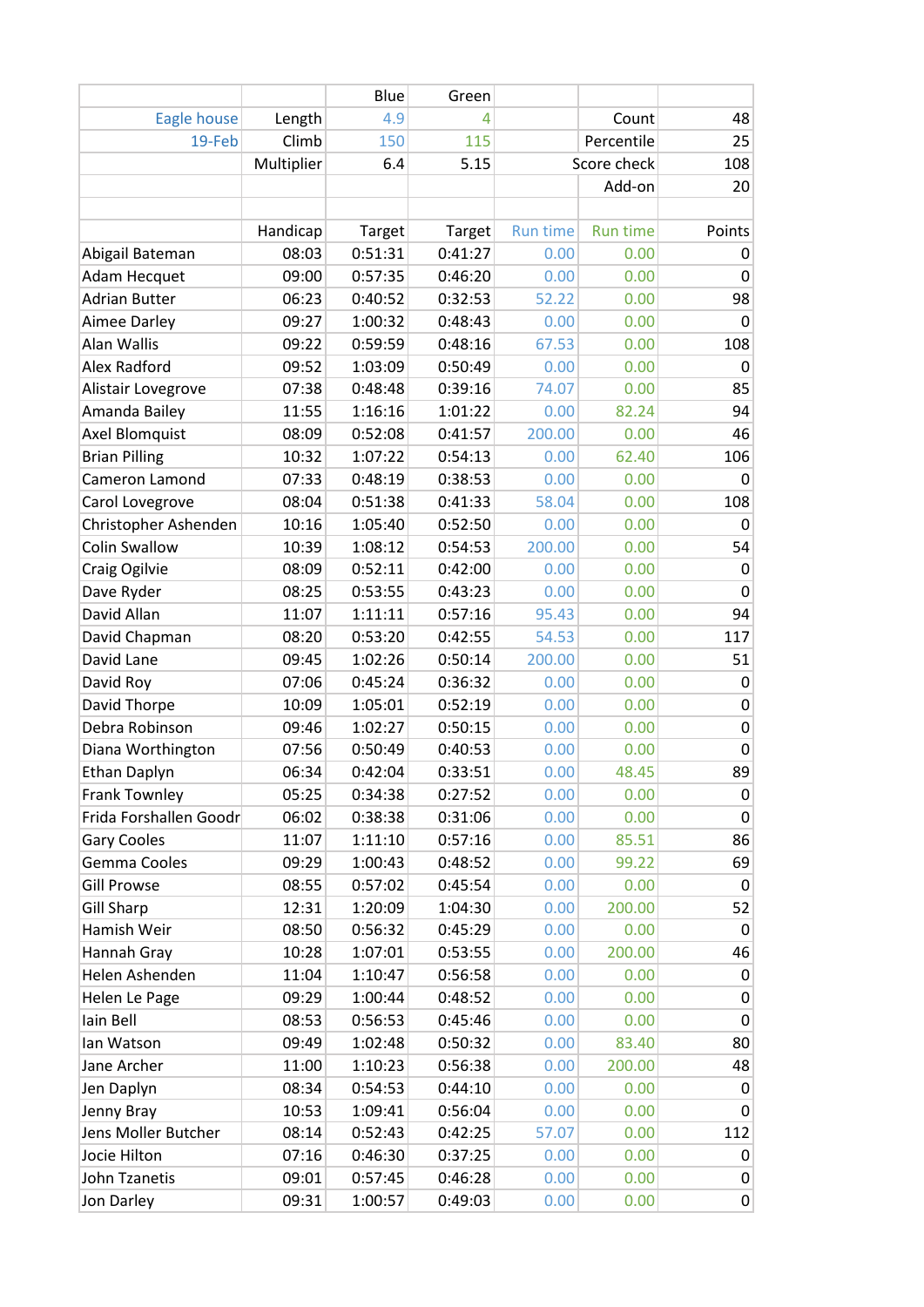| | | Blue | Green | | | |
|---|---|---|---|---|---|---|
| Eagle house | Length | 4.9 | 4 | | Count | 48 |
| 19-Feb | Climb | 150 | 115 | | Percentile | 25 |
| | Multiplier | 6.4 | 5.15 | | Score check | 108 |
| | | | | | Add-on | 20 |
| | | | | | | |
| | Handicap | Target | Target | Run time | Run time | Points |
| Abigail Bateman | 08:03 | 0:51:31 | 0:41:27 | 0.00 | 0.00 | 0 |
| Adam Hecquet | 09:00 | 0:57:35 | 0:46:20 | 0.00 | 0.00 | 0 |
| Adrian Butter | 06:23 | 0:40:52 | 0:32:53 | 52.22 | 0.00 | 98 |
| Aimee Darley | 09:27 | 1:00:32 | 0:48:43 | 0.00 | 0.00 | 0 |
| Alan Wallis | 09:22 | 0:59:59 | 0:48:16 | 67.53 | 0.00 | 108 |
| Alex Radford | 09:52 | 1:03:09 | 0:50:49 | 0.00 | 0.00 | 0 |
| Alistair Lovegrove | 07:38 | 0:48:48 | 0:39:16 | 74.07 | 0.00 | 85 |
| Amanda Bailey | 11:55 | 1:16:16 | 1:01:22 | 0.00 | 82.24 | 94 |
| Axel Blomquist | 08:09 | 0:52:08 | 0:41:57 | 200.00 | 0.00 | 46 |
| Brian Pilling | 10:32 | 1:07:22 | 0:54:13 | 0.00 | 62.40 | 106 |
| Cameron Lamond | 07:33 | 0:48:19 | 0:38:53 | 0.00 | 0.00 | 0 |
| Carol Lovegrove | 08:04 | 0:51:38 | 0:41:33 | 58.04 | 0.00 | 108 |
| Christopher Ashenden | 10:16 | 1:05:40 | 0:52:50 | 0.00 | 0.00 | 0 |
| Colin Swallow | 10:39 | 1:08:12 | 0:54:53 | 200.00 | 0.00 | 54 |
| Craig Ogilvie | 08:09 | 0:52:11 | 0:42:00 | 0.00 | 0.00 | 0 |
| Dave Ryder | 08:25 | 0:53:55 | 0:43:23 | 0.00 | 0.00 | 0 |
| David Allan | 11:07 | 1:11:11 | 0:57:16 | 95.43 | 0.00 | 94 |
| David Chapman | 08:20 | 0:53:20 | 0:42:55 | 54.53 | 0.00 | 117 |
| David Lane | 09:45 | 1:02:26 | 0:50:14 | 200.00 | 0.00 | 51 |
| David Roy | 07:06 | 0:45:24 | 0:36:32 | 0.00 | 0.00 | 0 |
| David Thorpe | 10:09 | 1:05:01 | 0:52:19 | 0.00 | 0.00 | 0 |
| Debra Robinson | 09:46 | 1:02:27 | 0:50:15 | 0.00 | 0.00 | 0 |
| Diana Worthington | 07:56 | 0:50:49 | 0:40:53 | 0.00 | 0.00 | 0 |
| Ethan Daplyn | 06:34 | 0:42:04 | 0:33:51 | 0.00 | 48.45 | 89 |
| Frank Townley | 05:25 | 0:34:38 | 0:27:52 | 0.00 | 0.00 | 0 |
| Frida Forshallen Goodr | 06:02 | 0:38:38 | 0:31:06 | 0.00 | 0.00 | 0 |
| Gary Cooles | 11:07 | 1:11:10 | 0:57:16 | 0.00 | 85.51 | 86 |
| Gemma Cooles | 09:29 | 1:00:43 | 0:48:52 | 0.00 | 99.22 | 69 |
| Gill Prowse | 08:55 | 0:57:02 | 0:45:54 | 0.00 | 0.00 | 0 |
| Gill Sharp | 12:31 | 1:20:09 | 1:04:30 | 0.00 | 200.00 | 52 |
| Hamish Weir | 08:50 | 0:56:32 | 0:45:29 | 0.00 | 0.00 | 0 |
| Hannah Gray | 10:28 | 1:07:01 | 0:53:55 | 0.00 | 200.00 | 46 |
| Helen Ashenden | 11:04 | 1:10:47 | 0:56:58 | 0.00 | 0.00 | 0 |
| Helen Le Page | 09:29 | 1:00:44 | 0:48:52 | 0.00 | 0.00 | 0 |
| Iain Bell | 08:53 | 0:56:53 | 0:45:46 | 0.00 | 0.00 | 0 |
| Ian Watson | 09:49 | 1:02:48 | 0:50:32 | 0.00 | 83.40 | 80 |
| Jane Archer | 11:00 | 1:10:23 | 0:56:38 | 0.00 | 200.00 | 48 |
| Jen Daplyn | 08:34 | 0:54:53 | 0:44:10 | 0.00 | 0.00 | 0 |
| Jenny Bray | 10:53 | 1:09:41 | 0:56:04 | 0.00 | 0.00 | 0 |
| Jens Moller Butcher | 08:14 | 0:52:43 | 0:42:25 | 57.07 | 0.00 | 112 |
| Jocie Hilton | 07:16 | 0:46:30 | 0:37:25 | 0.00 | 0.00 | 0 |
| John Tzanetis | 09:01 | 0:57:45 | 0:46:28 | 0.00 | 0.00 | 0 |
| Jon Darley | 09:31 | 1:00:57 | 0:49:03 | 0.00 | 0.00 | 0 |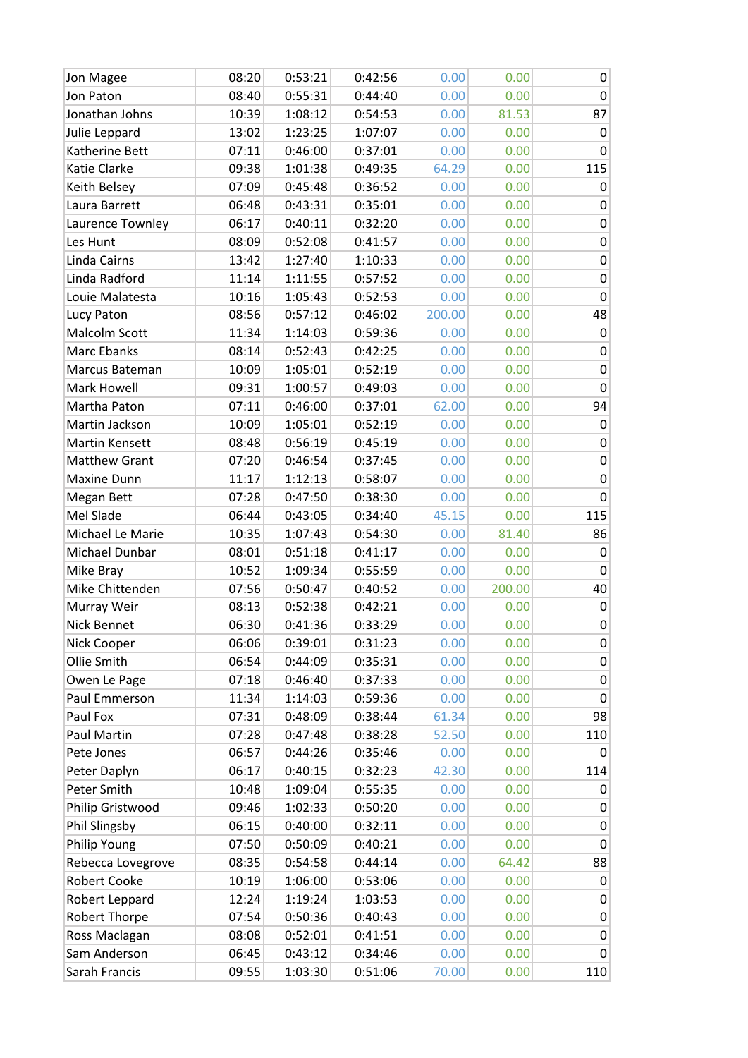| | | | | | | |
|---|---|---|---|---|---|---|
| Jon Magee | 08:20 | 0:53:21 | 0:42:56 | 0.00 | 0.00 | 0 |
| Jon Paton | 08:40 | 0:55:31 | 0:44:40 | 0.00 | 0.00 | 0 |
| Jonathan Johns | 10:39 | 1:08:12 | 0:54:53 | 0.00 | 81.53 | 87 |
| Julie Leppard | 13:02 | 1:23:25 | 1:07:07 | 0.00 | 0.00 | 0 |
| Katherine Bett | 07:11 | 0:46:00 | 0:37:01 | 0.00 | 0.00 | 0 |
| Katie Clarke | 09:38 | 1:01:38 | 0:49:35 | 64.29 | 0.00 | 115 |
| Keith Belsey | 07:09 | 0:45:48 | 0:36:52 | 0.00 | 0.00 | 0 |
| Laura Barrett | 06:48 | 0:43:31 | 0:35:01 | 0.00 | 0.00 | 0 |
| Laurence Townley | 06:17 | 0:40:11 | 0:32:20 | 0.00 | 0.00 | 0 |
| Les Hunt | 08:09 | 0:52:08 | 0:41:57 | 0.00 | 0.00 | 0 |
| Linda Cairns | 13:42 | 1:27:40 | 1:10:33 | 0.00 | 0.00 | 0 |
| Linda Radford | 11:14 | 1:11:55 | 0:57:52 | 0.00 | 0.00 | 0 |
| Louie Malatesta | 10:16 | 1:05:43 | 0:52:53 | 0.00 | 0.00 | 0 |
| Lucy Paton | 08:56 | 0:57:12 | 0:46:02 | 200.00 | 0.00 | 48 |
| Malcolm Scott | 11:34 | 1:14:03 | 0:59:36 | 0.00 | 0.00 | 0 |
| Marc Ebanks | 08:14 | 0:52:43 | 0:42:25 | 0.00 | 0.00 | 0 |
| Marcus Bateman | 10:09 | 1:05:01 | 0:52:19 | 0.00 | 0.00 | 0 |
| Mark Howell | 09:31 | 1:00:57 | 0:49:03 | 0.00 | 0.00 | 0 |
| Martha Paton | 07:11 | 0:46:00 | 0:37:01 | 62.00 | 0.00 | 94 |
| Martin Jackson | 10:09 | 1:05:01 | 0:52:19 | 0.00 | 0.00 | 0 |
| Martin Kensett | 08:48 | 0:56:19 | 0:45:19 | 0.00 | 0.00 | 0 |
| Matthew Grant | 07:20 | 0:46:54 | 0:37:45 | 0.00 | 0.00 | 0 |
| Maxine Dunn | 11:17 | 1:12:13 | 0:58:07 | 0.00 | 0.00 | 0 |
| Megan Bett | 07:28 | 0:47:50 | 0:38:30 | 0.00 | 0.00 | 0 |
| Mel Slade | 06:44 | 0:43:05 | 0:34:40 | 45.15 | 0.00 | 115 |
| Michael Le Marie | 10:35 | 1:07:43 | 0:54:30 | 0.00 | 81.40 | 86 |
| Michael Dunbar | 08:01 | 0:51:18 | 0:41:17 | 0.00 | 0.00 | 0 |
| Mike Bray | 10:52 | 1:09:34 | 0:55:59 | 0.00 | 0.00 | 0 |
| Mike Chittenden | 07:56 | 0:50:47 | 0:40:52 | 0.00 | 200.00 | 40 |
| Murray Weir | 08:13 | 0:52:38 | 0:42:21 | 0.00 | 0.00 | 0 |
| Nick Bennet | 06:30 | 0:41:36 | 0:33:29 | 0.00 | 0.00 | 0 |
| Nick Cooper | 06:06 | 0:39:01 | 0:31:23 | 0.00 | 0.00 | 0 |
| Ollie Smith | 06:54 | 0:44:09 | 0:35:31 | 0.00 | 0.00 | 0 |
| Owen Le Page | 07:18 | 0:46:40 | 0:37:33 | 0.00 | 0.00 | 0 |
| Paul Emmerson | 11:34 | 1:14:03 | 0:59:36 | 0.00 | 0.00 | 0 |
| Paul Fox | 07:31 | 0:48:09 | 0:38:44 | 61.34 | 0.00 | 98 |
| Paul Martin | 07:28 | 0:47:48 | 0:38:28 | 52.50 | 0.00 | 110 |
| Pete Jones | 06:57 | 0:44:26 | 0:35:46 | 0.00 | 0.00 | 0 |
| Peter Daplyn | 06:17 | 0:40:15 | 0:32:23 | 42.30 | 0.00 | 114 |
| Peter Smith | 10:48 | 1:09:04 | 0:55:35 | 0.00 | 0.00 | 0 |
| Philip Gristwood | 09:46 | 1:02:33 | 0:50:20 | 0.00 | 0.00 | 0 |
| Phil Slingsby | 06:15 | 0:40:00 | 0:32:11 | 0.00 | 0.00 | 0 |
| Philip Young | 07:50 | 0:50:09 | 0:40:21 | 0.00 | 0.00 | 0 |
| Rebecca Lovegrove | 08:35 | 0:54:58 | 0:44:14 | 0.00 | 64.42 | 88 |
| Robert Cooke | 10:19 | 1:06:00 | 0:53:06 | 0.00 | 0.00 | 0 |
| Robert Leppard | 12:24 | 1:19:24 | 1:03:53 | 0.00 | 0.00 | 0 |
| Robert Thorpe | 07:54 | 0:50:36 | 0:40:43 | 0.00 | 0.00 | 0 |
| Ross Maclagan | 08:08 | 0:52:01 | 0:41:51 | 0.00 | 0.00 | 0 |
| Sam Anderson | 06:45 | 0:43:12 | 0:34:46 | 0.00 | 0.00 | 0 |
| Sarah Francis | 09:55 | 1:03:30 | 0:51:06 | 70.00 | 0.00 | 110 |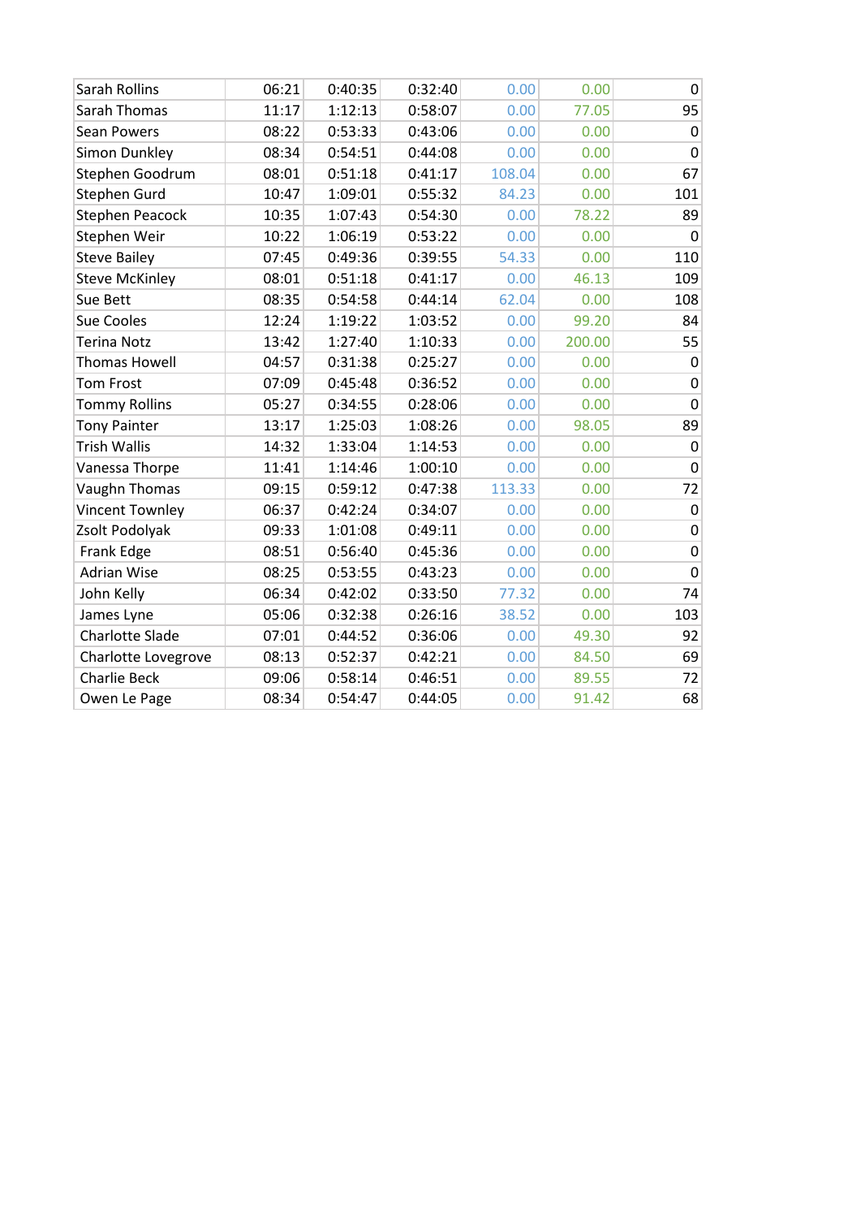| | | | | | | |
|---|---|---|---|---|---|---|
| Sarah Rollins | 06:21 | 0:40:35 | 0:32:40 | 0.00 | 0.00 | 0 |
| Sarah Thomas | 11:17 | 1:12:13 | 0:58:07 | 0.00 | 77.05 | 95 |
| Sean Powers | 08:22 | 0:53:33 | 0:43:06 | 0.00 | 0.00 | 0 |
| Simon Dunkley | 08:34 | 0:54:51 | 0:44:08 | 0.00 | 0.00 | 0 |
| Stephen Goodrum | 08:01 | 0:51:18 | 0:41:17 | 108.04 | 0.00 | 67 |
| Stephen Gurd | 10:47 | 1:09:01 | 0:55:32 | 84.23 | 0.00 | 101 |
| Stephen Peacock | 10:35 | 1:07:43 | 0:54:30 | 0.00 | 78.22 | 89 |
| Stephen Weir | 10:22 | 1:06:19 | 0:53:22 | 0.00 | 0.00 | 0 |
| Steve Bailey | 07:45 | 0:49:36 | 0:39:55 | 54.33 | 0.00 | 110 |
| Steve McKinley | 08:01 | 0:51:18 | 0:41:17 | 0.00 | 46.13 | 109 |
| Sue Bett | 08:35 | 0:54:58 | 0:44:14 | 62.04 | 0.00 | 108 |
| Sue Cooles | 12:24 | 1:19:22 | 1:03:52 | 0.00 | 99.20 | 84 |
| Terina Notz | 13:42 | 1:27:40 | 1:10:33 | 0.00 | 200.00 | 55 |
| Thomas Howell | 04:57 | 0:31:38 | 0:25:27 | 0.00 | 0.00 | 0 |
| Tom Frost | 07:09 | 0:45:48 | 0:36:52 | 0.00 | 0.00 | 0 |
| Tommy Rollins | 05:27 | 0:34:55 | 0:28:06 | 0.00 | 0.00 | 0 |
| Tony Painter | 13:17 | 1:25:03 | 1:08:26 | 0.00 | 98.05 | 89 |
| Trish Wallis | 14:32 | 1:33:04 | 1:14:53 | 0.00 | 0.00 | 0 |
| Vanessa Thorpe | 11:41 | 1:14:46 | 1:00:10 | 0.00 | 0.00 | 0 |
| Vaughn Thomas | 09:15 | 0:59:12 | 0:47:38 | 113.33 | 0.00 | 72 |
| Vincent Townley | 06:37 | 0:42:24 | 0:34:07 | 0.00 | 0.00 | 0 |
| Zsolt Podolyak | 09:33 | 1:01:08 | 0:49:11 | 0.00 | 0.00 | 0 |
| Frank Edge | 08:51 | 0:56:40 | 0:45:36 | 0.00 | 0.00 | 0 |
| Adrian Wise | 08:25 | 0:53:55 | 0:43:23 | 0.00 | 0.00 | 0 |
| John Kelly | 06:34 | 0:42:02 | 0:33:50 | 77.32 | 0.00 | 74 |
| James Lyne | 05:06 | 0:32:38 | 0:26:16 | 38.52 | 0.00 | 103 |
| Charlotte Slade | 07:01 | 0:44:52 | 0:36:06 | 0.00 | 49.30 | 92 |
| Charlotte Lovegrove | 08:13 | 0:52:37 | 0:42:21 | 0.00 | 84.50 | 69 |
| Charlie Beck | 09:06 | 0:58:14 | 0:46:51 | 0.00 | 89.55 | 72 |
| Owen Le Page | 08:34 | 0:54:47 | 0:44:05 | 0.00 | 91.42 | 68 |